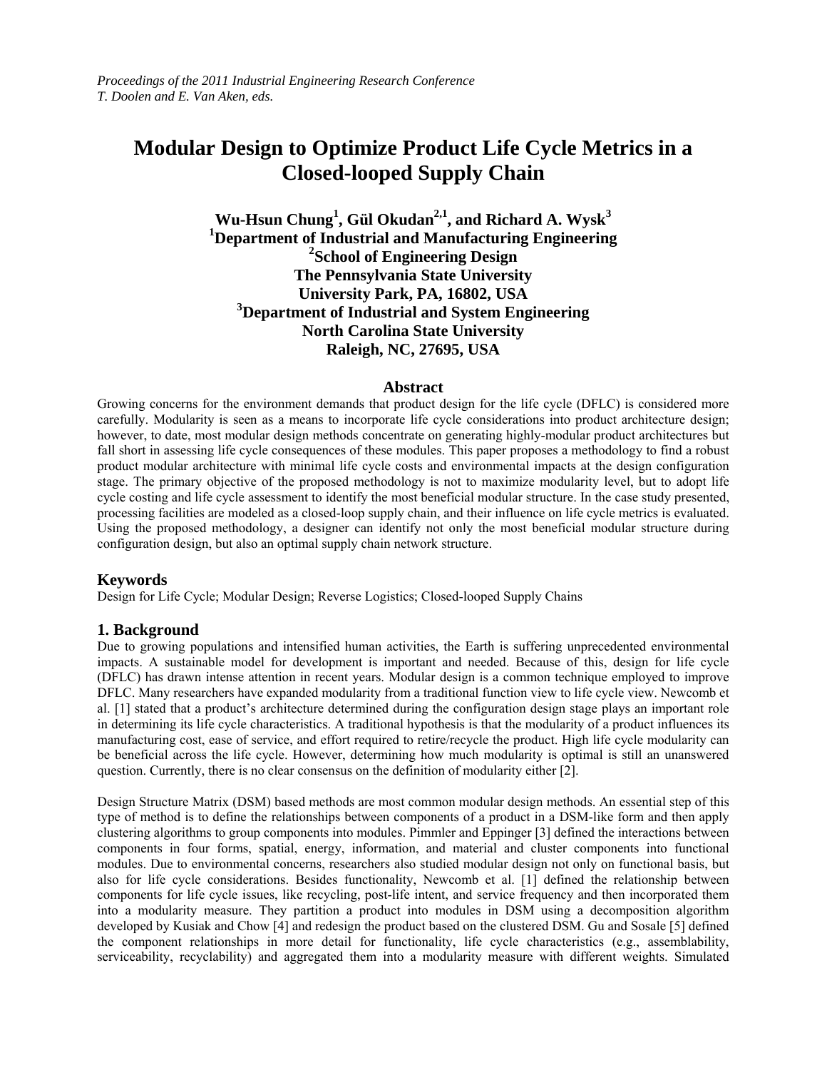*Proceedings of the 2011 Industrial Engineering Research Conference*
*T. Doolen and E. Van Aken, eds.*

# Modular Design to Optimize Product Life Cycle Metrics in a Closed-looped Supply Chain

**Wu-Hsun Chung[1], Gül Okudan[2,1], and Richard A. Wysk[3]**
**[1]Department of Industrial and Manufacturing Engineering**
**[2]School of Engineering Design**
**The Pennsylvania State University**
**University Park, PA, 16802, USA**
**[3]Department of Industrial and System Engineering**
**North Carolina State University**
**Raleigh, NC, 27695, USA**

## Abstract

Growing concerns for the environment demands that product design for the life cycle (DFLC) is considered more carefully. Modularity is seen as a means to incorporate life cycle considerations into product architecture design; however, to date, most modular design methods concentrate on generating highly-modular product architectures but fall short in assessing life cycle consequences of these modules. This paper proposes a methodology to find a robust product modular architecture with minimal life cycle costs and environmental impacts at the design configuration stage. The primary objective of the proposed methodology is not to maximize modularity level, but to adopt life cycle costing and life cycle assessment to identify the most beneficial modular structure. In the case study presented, processing facilities are modeled as a closed-loop supply chain, and their influence on life cycle metrics is evaluated. Using the proposed methodology, a designer can identify not only the most beneficial modular structure during configuration design, but also an optimal supply chain network structure.

## Keywords

Design for Life Cycle; Modular Design; Reverse Logistics; Closed-looped Supply Chains

## 1. Background

Due to growing populations and intensified human activities, the Earth is suffering unprecedented environmental impacts. A sustainable model for development is important and needed. Because of this, design for life cycle (DFLC) has drawn intense attention in recent years. Modular design is a common technique employed to improve DFLC. Many researchers have expanded modularity from a traditional function view to life cycle view. Newcomb et al. [1] stated that a product's architecture determined during the configuration design stage plays an important role in determining its life cycle characteristics. A traditional hypothesis is that the modularity of a product influences its manufacturing cost, ease of service, and effort required to retire/recycle the product. High life cycle modularity can be beneficial across the life cycle. However, determining how much modularity is optimal is still an unanswered question. Currently, there is no clear consensus on the definition of modularity either [2].

Design Structure Matrix (DSM) based methods are most common modular design methods. An essential step of this type of method is to define the relationships between components of a product in a DSM-like form and then apply clustering algorithms to group components into modules. Pimmler and Eppinger [3] defined the interactions between components in four forms, spatial, energy, information, and material and cluster components into functional modules. Due to environmental concerns, researchers also studied modular design not only on functional basis, but also for life cycle considerations. Besides functionality, Newcomb et al. [1] defined the relationship between components for life cycle issues, like recycling, post-life intent, and service frequency and then incorporated them into a modularity measure. They partition a product into modules in DSM using a decomposition algorithm developed by Kusiak and Chow [4] and redesign the product based on the clustered DSM. Gu and Sosale [5] defined the component relationships in more detail for functionality, life cycle characteristics (e.g., assemblability, serviceability, recyclability) and aggregated them into a modularity measure with different weights. Simulated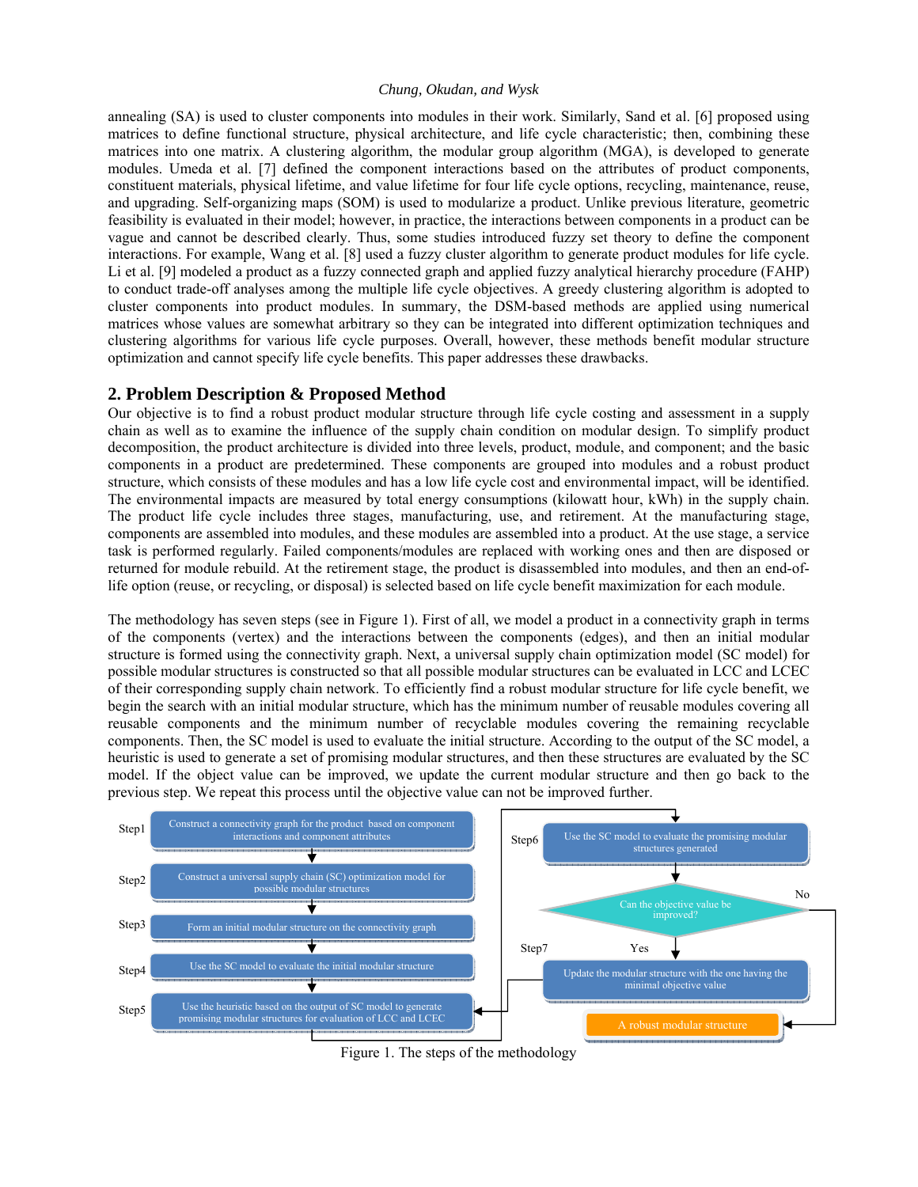annealing (SA) is used to cluster components into modules in their work. Similarly, Sand et al. [6] proposed using matrices to define functional structure, physical architecture, and life cycle characteristic; then, combining these matrices into one matrix. A clustering algorithm, the modular group algorithm (MGA), is developed to generate modules. Umeda et al. [7] defined the component interactions based on the attributes of product components, constituent materials, physical lifetime, and value lifetime for four life cycle options, recycling, maintenance, reuse, and upgrading. Self-organizing maps (SOM) is used to modularize a product. Unlike previous literature, geometric feasibility is evaluated in their model; however, in practice, the interactions between components in a product can be vague and cannot be described clearly. Thus, some studies introduced fuzzy set theory to define the component interactions. For example, Wang et al. [8] used a fuzzy cluster algorithm to generate product modules for life cycle. Li et al. [9] modeled a product as a fuzzy connected graph and applied fuzzy analytical hierarchy procedure (FAHP) to conduct trade-off analyses among the multiple life cycle objectives. A greedy clustering algorithm is adopted to cluster components into product modules. In summary, the DSM-based methods are applied using numerical matrices whose values are somewhat arbitrary so they can be integrated into different optimization techniques and clustering algorithms for various life cycle purposes. Overall, however, these methods benefit modular structure optimization and cannot specify life cycle benefits. This paper addresses these drawbacks.

## 2. Problem Description & Proposed Method

Our objective is to find a robust product modular structure through life cycle costing and assessment in a supply chain as well as to examine the influence of the supply chain condition on modular design. To simplify product decomposition, the product architecture is divided into three levels, product, module, and component; and the basic components in a product are predetermined. These components are grouped into modules and a robust product structure, which consists of these modules and has a low life cycle cost and environmental impact, will be identified. The environmental impacts are measured by total energy consumptions (kilowatt hour, kWh) in the supply chain. The product life cycle includes three stages, manufacturing, use, and retirement. At the manufacturing stage, components are assembled into modules, and these modules are assembled into a product. At the use stage, a service task is performed regularly. Failed components/modules are replaced with working ones and then are disposed or returned for module rebuild. At the retirement stage, the product is disassembled into modules, and then an end-of-life option (reuse, or recycling, or disposal) is selected based on life cycle benefit maximization for each module.

The methodology has seven steps (see in Figure 1). First of all, we model a product in a connectivity graph in terms of the components (vertex) and the interactions between the components (edges), and then an initial modular structure is formed using the connectivity graph. Next, a universal supply chain optimization model (SC model) for possible modular structures is constructed so that all possible modular structures can be evaluated in LCC and LCEC of their corresponding supply chain network. To efficiently find a robust modular structure for life cycle benefit, we begin the search with an initial modular structure, which has the minimum number of reusable modules covering all reusable components and the minimum number of recyclable modules covering the remaining recyclable components. Then, the SC model is used to evaluate the initial structure. According to the output of the SC model, a heuristic is used to generate a set of promising modular structures, and then these structures are evaluated by the SC model. If the object value can be improved, we update the current modular structure and then go back to the previous step. We repeat this process until the objective value can not be improved further.

- Step1: Construct a connectivity graph for the product based on component interactions and component attributes
- Step2: Construct a universal supply chain (SC) optimization model for possible modular structures
- Step3: Form an initial modular structure on the connectivity graph
- Step4: Use the SC model to evaluate the initial modular structure
- Step5: Use the heuristic based on the output of SC model to generate promising modular structures for evaluation of LCC and LCEC
- Step6: Use the SC model to evaluate the promising modular structures generated
- Can the objective value be improved? Yes → Step7; No → A robust modular structure
- Step7: Update the modular structure with the one having the minimal objective value (→ Step5)

Figure 1. The steps of the methodology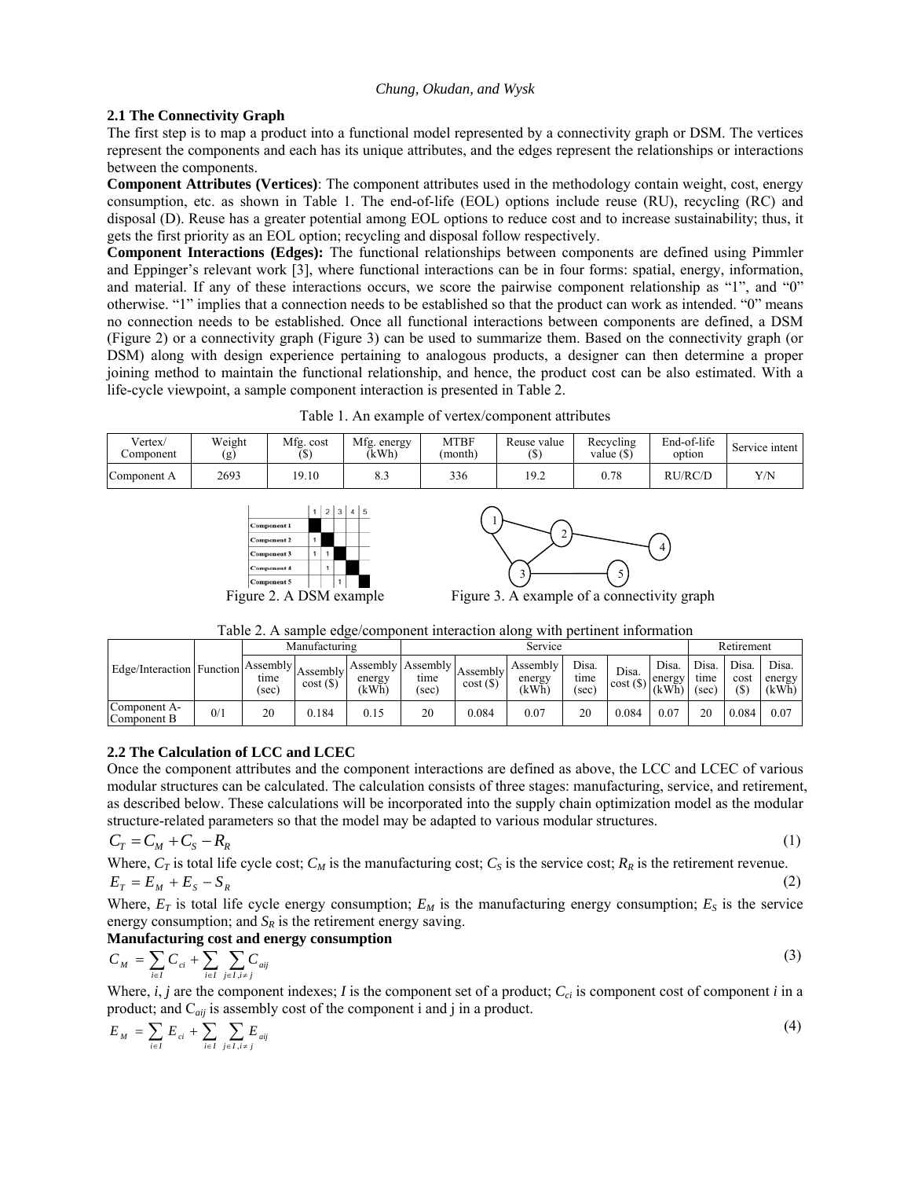### 2.1 The Connectivity Graph

The first step is to map a product into a functional model represented by a connectivity graph or DSM. The vertices represent the components and each has its unique attributes, and the edges represent the relationships or interactions between the components.

**Component Attributes (Vertices)**: The component attributes used in the methodology contain weight, cost, energy consumption, etc. as shown in Table 1. The end-of-life (EOL) options include reuse (RU), recycling (RC) and disposal (D). Reuse has a greater potential among EOL options to reduce cost and to increase sustainability; thus, it gets the first priority as an EOL option; recycling and disposal follow respectively.

**Component Interactions (Edges):** The functional relationships between components are defined using Pimmler and Eppinger's relevant work [3], where functional interactions can be in four forms: spatial, energy, information, and material. If any of these interactions occurs, we score the pairwise component relationship as "1", and "0" otherwise. "1" implies that a connection needs to be established so that the product can work as intended. "0" means no connection needs to be established. Once all functional interactions between components are defined, a DSM (Figure 2) or a connectivity graph (Figure 3) can be used to summarize them. Based on the connectivity graph (or DSM) along with design experience pertaining to analogous products, a designer can then determine a proper joining method to maintain the functional relationship, and hence, the product cost can be also estimated. With a life-cycle viewpoint, a sample component interaction is presented in Table 2.

Table 1. An example of vertex/component attributes

| Vertex/ Component | Weight (g) | Mfg. cost ($) | Mfg. energy (kWh) | MTBF (month) | Reuse value ($) | Recycling value ($) | End-of-life option | Service intent |
|---|---|---|---|---|---|---|---|---|
| Component A | 2693 | 19.10 | 8.3 | 336 | 19.2 | 0.78 | RU/RC/D | Y/N |

| | 1 | 2 | 3 | 4 | 5 |
|---|---|---|---|---|---|
| Component 1 | ■ | | | | |
| Component 2 | 1 | ■ | | | |
| Component 3 | 1 | 1 | ■ | | |
| Component 4 | | 1 | | ■ | |
| Component 5 | | | 1 | | ■ |

Figure 2. A DSM example

Figure 3. A example of a connectivity graph

Table 2. A sample edge/component interaction along with pertinent information

| Edge/Interaction | Function | Manufacturing | | | Service | | | | | | Retirement | | |
|---|---|---|---|---|---|---|---|---|---|---|---|---|---|
| | | Assembly time (sec) | Assembly cost ($) | Assembly energy (kWh) | Assembly time (sec) | Assembly cost ($) | Assembly energy (kWh) | Disa. time (sec) | Disa. cost ($) | Disa. energy (kWh) | Disa. time (sec) | Disa. cost ($) | Disa. energy (kWh) |
| Component A-Component B | 0/1 | 20 | 0.184 | 0.15 | 20 | 0.084 | 0.07 | 20 | 0.084 | 0.07 | 20 | 0.084 | 0.07 |

### 2.2 The Calculation of LCC and LCEC

Once the component attributes and the component interactions are defined as above, the LCC and LCEC of various modular structures can be calculated. The calculation consists of three stages: manufacturing, service, and retirement, as described below. These calculations will be incorporated into the supply chain optimization model as the modular structure-related parameters so that the model may be adapted to various modular structures.

$$C_T = C_M + C_S - R_R \tag{1}$$

Where, $C_T$ is total life cycle cost; $C_M$ is the manufacturing cost; $C_S$ is the service cost; $R_R$ is the retirement revenue.

$$E_T = E_M + E_S - S_R \tag{2}$$

Where, $E_T$ is total life cycle energy consumption; $E_M$ is the manufacturing energy consumption; $E_S$ is the service energy consumption; and $S_R$ is the retirement energy saving.

**Manufacturing cost and energy consumption**

$$C_M = \sum_{i \in I} C_{ci} + \sum_{i \in I} \sum_{j \in I, i \neq j} C_{aij} \tag{3}$$

Where, $i$, $j$ are the component indexes; $I$ is the component set of a product; $C_{ci}$ is component cost of component $i$ in a product; and $C_{aij}$ is assembly cost of the component i and j in a product.

$$E_M = \sum_{i \in I} E_{ci} + \sum_{i \in I} \sum_{j \in I, i \neq j} E_{aij} \tag{4}$$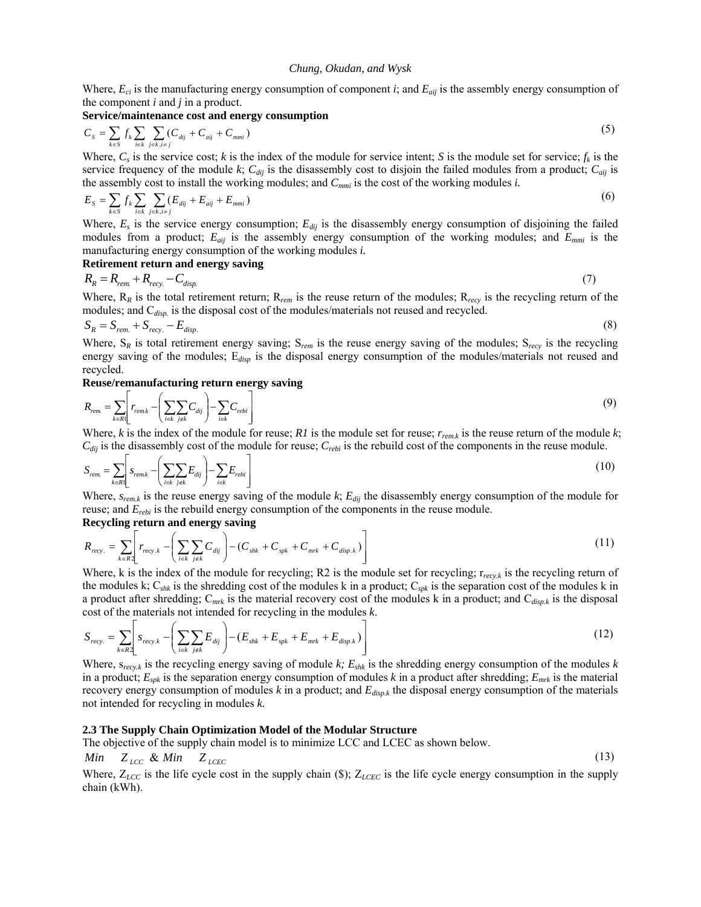Where, $E_{ci}$ is the manufacturing energy consumption of component $i$; and $E_{aij}$ is the assembly energy consumption of the component $i$ and $j$ in a product.

**Service/maintenance cost and energy consumption**

$$C_S = \sum_{k \in S} f_k \sum_{i \in k} \sum_{j \in k, i \neq j} (C_{dij} + C_{aij} + C_{mmi}) \tag{5}$$

Where, $C_s$ is the service cost; $k$ is the index of the module for service intent; $S$ is the module set for service; $f_k$ is the service frequency of the module $k$; $C_{dij}$ is the disassembly cost to disjoin the failed modules from a product; $C_{aij}$ is the assembly cost to install the working modules; and $C_{mmi}$ is the cost of the working modules $i$.

$$E_S = \sum_{k \in S} f_k \sum_{i \in k} \sum_{j \in k, i \neq j} (E_{dij} + E_{aij} + E_{mmi}) \tag{6}$$

Where, $E_s$ is the service energy consumption; $E_{dij}$ is the disassembly energy consumption of disjoining the failed modules from a product; $E_{aij}$ is the assembly energy consumption of the working modules; and $E_{mmi}$ is the manufacturing energy consumption of the working modules $i$.

**Retirement return and energy saving**

$$R_R = R_{rem.} + R_{recy.} - C_{disp.} \tag{7}$$

Where, $R_R$ is the total retirement return; $R_{rem}$ is the reuse return of the modules; $R_{recy}$ is the recycling return of the modules; and $C_{disp.}$ is the disposal cost of the modules/materials not reused and recycled.

$$S_R = S_{rem.} + S_{recy.} - E_{disp.} \tag{8}$$

Where, $S_R$ is total retirement energy saving; $S_{rem}$ is the reuse energy saving of the modules; $S_{recy}$ is the recycling energy saving of the modules; $E_{disp}$ is the disposal energy consumption of the modules/materials not reused and recycled.

**Reuse/remanufacturing return energy saving**

$$R_{rem.} = \sum_{k \in R1} \left[ r_{rem.k} - \left( \sum_{i \in k} \sum_{j \notin k} C_{dij} \right) - \sum_{i \in k} C_{rebi} \right] \tag{9}$$

Where, $k$ is the index of the module for reuse; $R1$ is the module set for reuse; $r_{rem.k}$ is the reuse return of the module $k$; $C_{dij}$ is the disassembly cost of the module for reuse; $C_{rebi}$ is the rebuild cost of the components in the reuse module.

$$S_{rem.} = \sum_{k \in R1} \left[ s_{rem.k} - \left( \sum_{i \in k} \sum_{j \notin k} E_{dij} \right) - \sum_{i \in k} E_{rebi} \right] \tag{10}$$

Where, $s_{rem.k}$ is the reuse energy saving of the module $k$; $E_{dij}$ the disassembly energy consumption of the module for reuse; and $E_{rebi}$ is the rebuild energy consumption of the components in the reuse module.

**Recycling return and energy saving**

$$R_{recy.} = \sum_{k \in R2} \left[ r_{recy.k} - \left( \sum_{i \in k} \sum_{j \notin k} C_{dij} \right) - (C_{shk} + C_{spk} + C_{mrk} + C_{disp.k}) \right] \tag{11}$$

Where, k is the index of the module for recycling; R2 is the module set for recycling; $r_{recy.k}$ is the recycling return of the modules k; $C_{shk}$ is the shredding cost of the modules k in a product; $C_{spk}$ is the separation cost of the modules k in a product after shredding; $C_{mrk}$ is the material recovery cost of the modules k in a product; and $C_{disp.k}$ is the disposal cost of the materials not intended for recycling in the modules $k$.

$$S_{recy.} = \sum_{k \in R2} \left[ s_{recy.k} - \left( \sum_{i \in k} \sum_{j \notin k} E_{dij} \right) - (E_{shk} + E_{spk} + E_{mrk} + E_{disp.k}) \right] \tag{12}$$

Where, $s_{recy.k}$ is the recycling energy saving of module $k$; $E_{shk}$ is the shredding energy consumption of the modules $k$ in a product; $E_{spk}$ is the separation energy consumption of modules $k$ in a product after shredding; $E_{mrk}$ is the material recovery energy consumption of modules $k$ in a product; and $E_{disp.k}$ the disposal energy consumption of the materials not intended for recycling in modules $k$.

### 2.3 The Supply Chain Optimization Model of the Modular Structure

The objective of the supply chain model is to minimize LCC and LCEC as shown below.

$$Min \quad Z_{LCC} \ \& \ Min \quad Z_{LCEC} \tag{13}$$

Where, $Z_{LCC}$ is the life cycle cost in the supply chain (\$); $Z_{LCEC}$ is the life cycle energy consumption in the supply chain (kWh).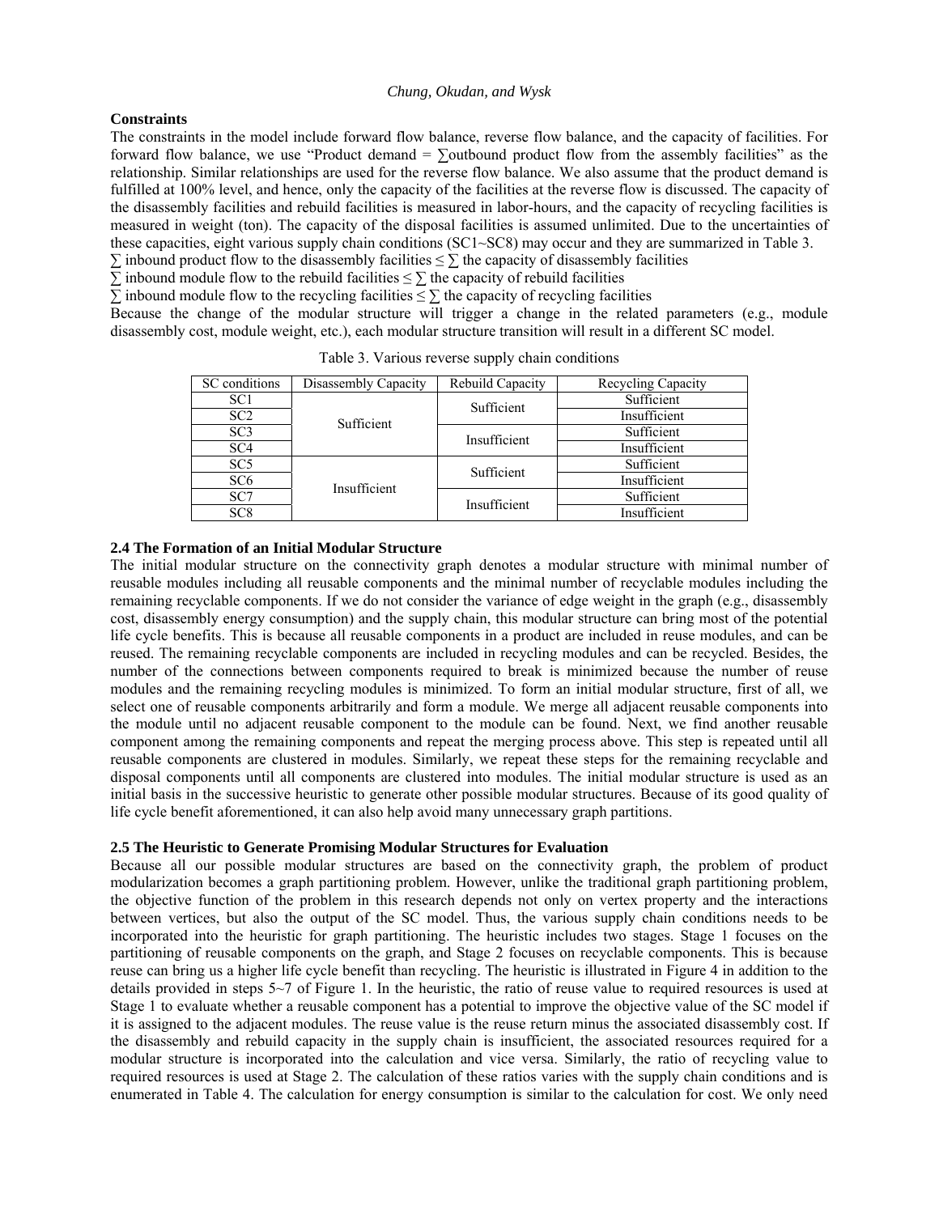**Constraints**

The constraints in the model include forward flow balance, reverse flow balance, and the capacity of facilities. For forward flow balance, we use "Product demand = ∑outbound product flow from the assembly facilities" as the relationship. Similar relationships are used for the reverse flow balance. We also assume that the product demand is fulfilled at 100% level, and hence, only the capacity of the facilities at the reverse flow is discussed. The capacity of the disassembly facilities and rebuild facilities is measured in labor-hours, and the capacity of recycling facilities is measured in weight (ton). The capacity of the disposal facilities is assumed unlimited. Due to the uncertainties of these capacities, eight various supply chain conditions (SC1~SC8) may occur and they are summarized in Table 3.

∑ inbound product flow to the disassembly facilities ≤ ∑ the capacity of disassembly facilities

∑ inbound module flow to the rebuild facilities ≤ ∑ the capacity of rebuild facilities

∑ inbound module flow to the recycling facilities ≤ ∑ the capacity of recycling facilities

Because the change of the modular structure will trigger a change in the related parameters (e.g., module disassembly cost, module weight, etc.), each modular structure transition will result in a different SC model.

Table 3. Various reverse supply chain conditions

| SC conditions | Disassembly Capacity | Rebuild Capacity | Recycling Capacity |
|---|---|---|---|
| SC1 | Sufficient | Sufficient | Sufficient |
| SC2 | | | Insufficient |
| SC3 | | Insufficient | Sufficient |
| SC4 | | | Insufficient |
| SC5 | Insufficient | Sufficient | Sufficient |
| SC6 | | | Insufficient |
| SC7 | | Insufficient | Sufficient |
| SC8 | | | Insufficient |

**2.4 The Formation of an Initial Modular Structure**

The initial modular structure on the connectivity graph denotes a modular structure with minimal number of reusable modules including all reusable components and the minimal number of recyclable modules including the remaining recyclable components. If we do not consider the variance of edge weight in the graph (e.g., disassembly cost, disassembly energy consumption) and the supply chain, this modular structure can bring most of the potential life cycle benefits. This is because all reusable components in a product are included in reuse modules, and can be reused. The remaining recyclable components are included in recycling modules and can be recycled. Besides, the number of the connections between components required to break is minimized because the number of reuse modules and the remaining recycling modules is minimized. To form an initial modular structure, first of all, we select one of reusable components arbitrarily and form a module. We merge all adjacent reusable components into the module until no adjacent reusable component to the module can be found. Next, we find another reusable component among the remaining components and repeat the merging process above. This step is repeated until all reusable components are clustered in modules. Similarly, we repeat these steps for the remaining recyclable and disposal components until all components are clustered into modules. The initial modular structure is used as an initial basis in the successive heuristic to generate other possible modular structures. Because of its good quality of life cycle benefit aforementioned, it can also help avoid many unnecessary graph partitions.

**2.5 The Heuristic to Generate Promising Modular Structures for Evaluation**

Because all our possible modular structures are based on the connectivity graph, the problem of product modularization becomes a graph partitioning problem. However, unlike the traditional graph partitioning problem, the objective function of the problem in this research depends not only on vertex property and the interactions between vertices, but also the output of the SC model. Thus, the various supply chain conditions needs to be incorporated into the heuristic for graph partitioning. The heuristic includes two stages. Stage 1 focuses on the partitioning of reusable components on the graph, and Stage 2 focuses on recyclable components. This is because reuse can bring us a higher life cycle benefit than recycling. The heuristic is illustrated in Figure 4 in addition to the details provided in steps 5~7 of Figure 1. In the heuristic, the ratio of reuse value to required resources is used at Stage 1 to evaluate whether a reusable component has a potential to improve the objective value of the SC model if it is assigned to the adjacent modules. The reuse value is the reuse return minus the associated disassembly cost. If the disassembly and rebuild capacity in the supply chain is insufficient, the associated resources required for a modular structure is incorporated into the calculation and vice versa. Similarly, the ratio of recycling value to required resources is used at Stage 2. The calculation of these ratios varies with the supply chain conditions and is enumerated in Table 4. The calculation for energy consumption is similar to the calculation for cost. We only need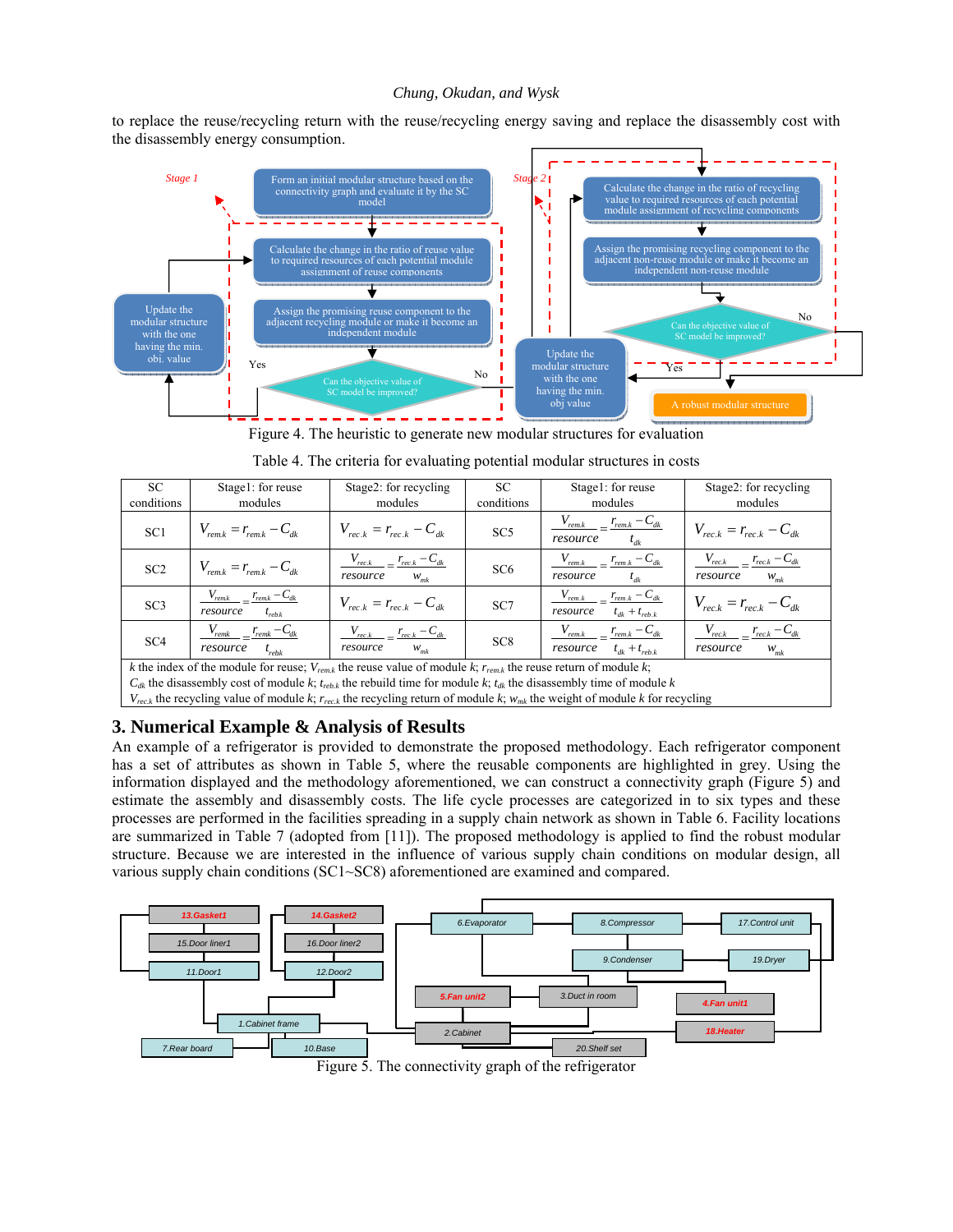to replace the reuse/recycling return with the reuse/recycling energy saving and replace the disassembly cost with the disassembly energy consumption.

Figure 4. The heuristic to generate new modular structures for evaluation

Table 4. The criteria for evaluating potential modular structures in costs

| SC conditions | Stage1: for reuse modules | Stage2: for recycling modules | SC conditions | Stage1: for reuse modules | Stage2: for recycling modules |
|---|---|---|---|---|---|
| SC1 | $V_{rem.k} = r_{rem.k} - C_{dk}$ | $V_{rec.k} = r_{rec.k} - C_{dk}$ | SC5 | $\frac{V_{rem.k}}{resource} = \frac{r_{rem.k} - C_{dk}}{t_{dk}}$ | $V_{rec.k} = r_{rec.k} - C_{dk}$ |
| SC2 | $V_{rem.k} = r_{rem.k} - C_{dk}$ | $\frac{V_{rec.k}}{resource} = \frac{r_{rec.k} - C_{dk}}{w_{mk}}$ | SC6 | $\frac{V_{rem.k}}{resource} = \frac{r_{rem.k} - C_{dk}}{t_{dk}}$ | $\frac{V_{rec.k}}{resource} = \frac{r_{rec.k} - C_{dk}}{w_{mk}}$ |
| SC3 | $\frac{V_{remk}}{resource} = \frac{r_{remk} - C_{dk}}{t_{rebk}}$ | $V_{rec.k} = r_{rec.k} - C_{dk}$ | SC7 | $\frac{V_{rem.k}}{resource} = \frac{r_{rem.k} - C_{dk}}{t_{dk} + t_{reb.k}}$ | $V_{rec.k} = r_{rec.k} - C_{dk}$ |
| SC4 | $\frac{V_{remk}}{resource} = \frac{r_{remk} - C_{dk}}{t_{rebk}}$ | $\frac{V_{rec.k}}{resource} = \frac{r_{rec.k} - C_{dk}}{w_{mk}}$ | SC8 | $\frac{V_{rem.k}}{resource} = \frac{r_{rem.k} - C_{dk}}{t_{dk} + t_{reb.k}}$ | $\frac{V_{rec.k}}{resource} = \frac{r_{rec.k} - C_{dk}}{w_{mk}}$ |

*k* the index of the module for reuse; $V_{rem.k}$ the reuse value of module *k*; $r_{rem.k}$ the reuse return of module *k*;
$C_{dk}$ the disassembly cost of module *k*; $t_{reb.k}$ the rebuild time for module *k*; $t_{dk}$ the disassembly time of module *k*
$V_{rec.k}$ the recycling value of module *k*; $r_{rec.k}$ the recycling return of module *k*; $w_{mk}$ the weight of module *k* for recycling

## 3. Numerical Example & Analysis of Results

An example of a refrigerator is provided to demonstrate the proposed methodology. Each refrigerator component has a set of attributes as shown in Table 5, where the reusable components are highlighted in grey. Using the information displayed and the methodology aforementioned, we can construct a connectivity graph (Figure 5) and estimate the assembly and disassembly costs. The life cycle processes are categorized in to six types and these processes are performed in the facilities spreading in a supply chain network as shown in Table 6. Facility locations are summarized in Table 7 (adopted from [11]). The proposed methodology is applied to find the robust modular structure. Because we are interested in the influence of various supply chain conditions on modular design, all various supply chain conditions (SC1~SC8) aforementioned are examined and compared.

Figure 5. The connectivity graph of the refrigerator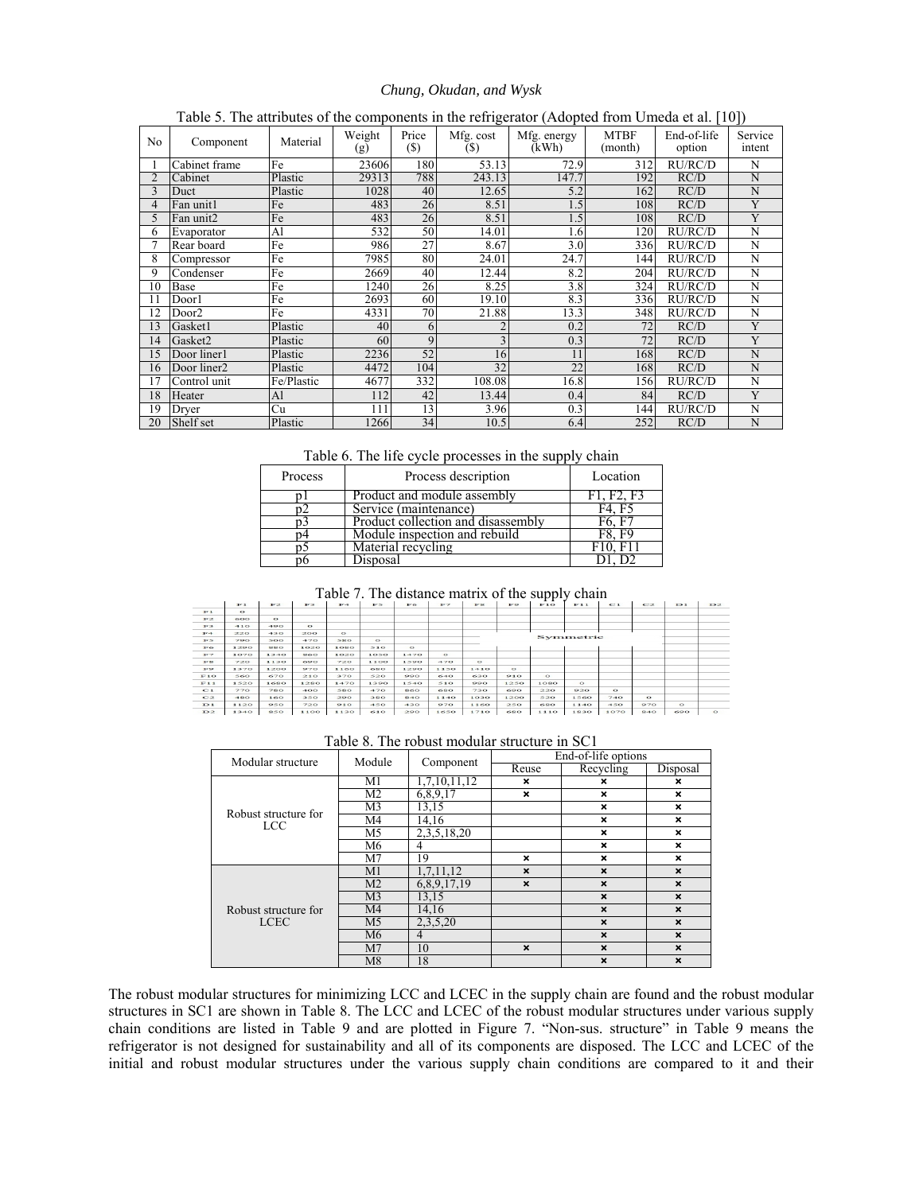Table 5. The attributes of the components in the refrigerator (Adopted from Umeda et al. [10])

| No | Component | Material | Weight (g) | Price ($) | Mfg. cost ($) | Mfg. energy (kWh) | MTBF (month) | End-of-life option | Service intent |
|---|---|---|---|---|---|---|---|---|---|
| 1 | Cabinet frame | Fe | 23606 | 180 | 53.13 | 72.9 | 312 | RU/RC/D | N |
| 2 | Cabinet | Plastic | 29313 | 788 | 243.13 | 147.7 | 192 | RC/D | N |
| 3 | Duct | Plastic | 1028 | 40 | 12.65 | 5.2 | 162 | RC/D | N |
| 4 | Fan unit1 | Fe | 483 | 26 | 8.51 | 1.5 | 108 | RC/D | Y |
| 5 | Fan unit2 | Fe | 483 | 26 | 8.51 | 1.5 | 108 | RC/D | Y |
| 6 | Evaporator | Al | 532 | 50 | 14.01 | 1.6 | 120 | RU/RC/D | N |
| 7 | Rear board | Fe | 986 | 27 | 8.67 | 3.0 | 336 | RU/RC/D | N |
| 8 | Compressor | Fe | 7985 | 80 | 24.01 | 24.7 | 144 | RU/RC/D | N |
| 9 | Condenser | Fe | 2669 | 40 | 12.44 | 8.2 | 204 | RU/RC/D | N |
| 10 | Base | Fe | 1240 | 26 | 8.25 | 3.8 | 324 | RU/RC/D | N |
| 11 | Door1 | Fe | 2693 | 60 | 19.10 | 8.3 | 336 | RU/RC/D | N |
| 12 | Door2 | Fe | 4331 | 70 | 21.88 | 13.3 | 348 | RU/RC/D | N |
| 13 | Gasket1 | Plastic | 40 | 6 | 2 | 0.2 | 72 | RC/D | Y |
| 14 | Gasket2 | Plastic | 60 | 9 | 3 | 0.3 | 72 | RC/D | Y |
| 15 | Door liner1 | Plastic | 2236 | 52 | 16 | 11 | 168 | RC/D | N |
| 16 | Door liner2 | Plastic | 4472 | 104 | 32 | 22 | 168 | RC/D | N |
| 17 | Control unit | Fe/Plastic | 4677 | 332 | 108.08 | 16.8 | 156 | RU/RC/D | N |
| 18 | Heater | Al | 112 | 42 | 13.44 | 0.4 | 84 | RC/D | Y |
| 19 | Dryer | Cu | 111 | 13 | 3.96 | 0.3 | 144 | RU/RC/D | N |
| 20 | Shelf set | Plastic | 1266 | 34 | 10.5 | 6.4 | 252 | RC/D | N |

Table 6. The life cycle processes in the supply chain

| Process | Process description | Location |
|---|---|---|
| p1 | Product and module assembly | F1, F2, F3 |
| p2 | Service (maintenance) | F4, F5 |
| p3 | Product collection and disassembly | F6, F7 |
| p4 | Module inspection and rebuild | F8, F9 |
| p5 | Material recycling | F10, F11 |
| p6 | Disposal | D1, D2 |

Table 7. The distance matrix of the supply chain

| | F1 | F2 | F3 | F4 | F5 | F6 | F7 | F8 | F9 | F10 | F11 | C1 | C2 | D1 | D2 |
|---|---|---|---|---|---|---|---|---|---|---|---|---|---|---|---|
| F1 | 0 | | | | | | | | | | | | | | |
| F2 | 600 | 0 | | | | | | | | | | | | | |
| F3 | 410 | 490 | 0 | | | | | | | | | | | | |
| F4 | 220 | 430 | 200 | 0 | | | | | | | | | | | |
| F5 | 790 | 300 | 470 | 380 | 0 | | | | | | Symmetric | | | | |
| F6 | 1290 | 880 | 1020 | 1080 | 510 | 0 | | | | | | | | | |
| F7 | 1070 | 1340 | 860 | 1020 | 1030 | 1470 | 0 | | | | | | | | |
| F8 | 720 | 1130 | 690 | 720 | 1100 | 1590 | 470 | 0 | | | | | | | |
| F9 | 1370 | 1200 | 970 | 1160 | 680 | 1290 | 1150 | 1410 | 0 | | | | | | |
| F10 | 560 | 670 | 210 | 370 | 520 | 990 | 640 | 630 | 910 | 0 | | | | | |
| F11 | 1520 | 1680 | 1280 | 1470 | 1390 | 1540 | 510 | 990 | 1250 | 1080 | 0 | | | | |
| C1 | 770 | 780 | 400 | 580 | 470 | 860 | 690 | 730 | 690 | 220 | 920 | 0 | | | |
| C2 | 480 | 160 | 350 | 290 | 350 | 840 | 1140 | 1030 | 1200 | 520 | 1560 | 740 | 0 | | |
| D1 | 1120 | 950 | 720 | 910 | 450 | 430 | 970 | 1160 | 250 | 680 | 1140 | 450 | 970 | 0 | |
| D2 | 1340 | 850 | 1100 | 1130 | 610 | 290 | 1650 | 1710 | 680 | 1110 | 1930 | 1070 | 840 | 690 | 0 |

Table 8. The robust modular structure in SC1

| Modular structure | Module | Component | End-of-life options | | |
|---|---|---|---|---|---|
| | | | Reuse | Recycling | Disposal |
| Robust structure for LCC | M1 | 1,7,10,11,12 | × | × | × |
| | M2 | 6,8,9,17 | × | × | × |
| | M3 | 13,15 | | × | × |
| | M4 | 14,16 | | × | × |
| | M5 | 2,3,5,18,20 | | × | × |
| | M6 | 4 | | × | × |
| | M7 | 19 | × | × | × |
| Robust structure for LCEC | M1 | 1,7,11,12 | × | × | × |
| | M2 | 6,8,9,17,19 | × | × | × |
| | M3 | 13,15 | | × | × |
| | M4 | 14,16 | | × | × |
| | M5 | 2,3,5,20 | | × | × |
| | M6 | 4 | | × | × |
| | M7 | 10 | × | × | × |
| | M8 | 18 | | × | × |

The robust modular structures for minimizing LCC and LCEC in the supply chain are found and the robust modular structures in SC1 are shown in Table 8. The LCC and LCEC of the robust modular structures under various supply chain conditions are listed in Table 9 and are plotted in Figure 7. "Non-sus. structure" in Table 9 means the refrigerator is not designed for sustainability and all of its components are disposed. The LCC and LCEC of the initial and robust modular structures under the various supply chain conditions are compared to it and their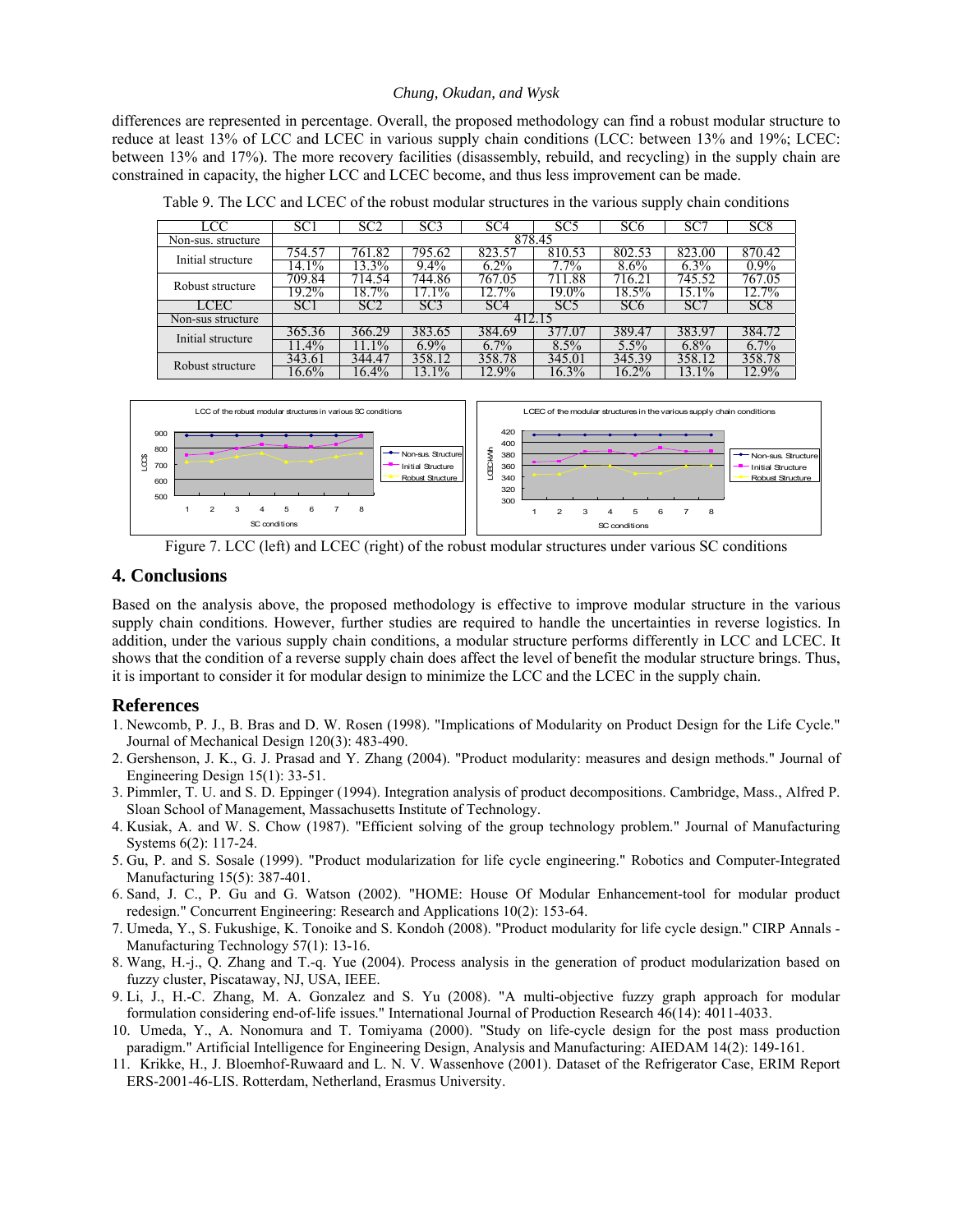differences are represented in percentage. Overall, the proposed methodology can find a robust modular structure to reduce at least 13% of LCC and LCEC in various supply chain conditions (LCC: between 13% and 19%; LCEC: between 13% and 17%). The more recovery facilities (disassembly, rebuild, and recycling) in the supply chain are constrained in capacity, the higher LCC and LCEC become, and thus less improvement can be made.

Table 9. The LCC and LCEC of the robust modular structures in the various supply chain conditions

| LCC | SC1 | SC2 | SC3 | SC4 | SC5 | SC6 | SC7 | SC8 |
|---|---|---|---|---|---|---|---|---|
| Non-sus. structure | 878.45 | | | | | | | |
| Initial structure | 754.57 | 761.82 | 795.62 | 823.57 | 810.53 | 802.53 | 823.00 | 870.42 |
| | 14.1% | 13.3% | 9.4% | 6.2% | 7.7% | 8.6% | 6.3% | 0.9% |
| Robust structure | 709.84 | 714.54 | 744.86 | 767.05 | 711.88 | 716.21 | 745.52 | 767.05 |
| | 19.2% | 18.7% | 17.1% | 12.7% | 19.0% | 18.5% | 15.1% | 12.7% |
| LCEC | SC1 | SC2 | SC3 | SC4 | SC5 | SC6 | SC7 | SC8 |
| Non-sus structure | 412.15 | | | | | | | |
| Initial structure | 365.36 | 366.29 | 383.65 | 384.69 | 377.07 | 389.47 | 383.97 | 384.72 |
| | 11.4% | 11.1% | 6.9% | 6.7% | 8.5% | 5.5% | 6.8% | 6.7% |
| Robust structure | 343.61 | 344.47 | 358.12 | 358.78 | 345.01 | 345.39 | 358.12 | 358.78 |
| | 16.6% | 16.4% | 13.1% | 12.9% | 16.3% | 16.2% | 13.1% | 12.9% |

LCC of the robust modular structures in various SC conditions
LCC$
900
800
700
600
500
1 2 3 4 5 6 7 8
SC conditions
Non-sus. Structure
Initial Structure
Robust Structure

LCEC of the modular structures in the various supply chain conditions
LCEC-kWh
420
400
380
360
340
320
300
1 2 3 4 5 6 7 8
SC conditions
Non-sus. Structure
Initial Structure
Robust Structure

Figure 7. LCC (left) and LCEC (right) of the robust modular structures under various SC conditions

## 4. Conclusions

Based on the analysis above, the proposed methodology is effective to improve modular structure in the various supply chain conditions. However, further studies are required to handle the uncertainties in reverse logistics. In addition, under the various supply chain conditions, a modular structure performs differently in LCC and LCEC. It shows that the condition of a reverse supply chain does affect the level of benefit the modular structure brings. Thus, it is important to consider it for modular design to minimize the LCC and the LCEC in the supply chain.

## References

1. Newcomb, P. J., B. Bras and D. W. Rosen (1998). "Implications of Modularity on Product Design for the Life Cycle." Journal of Mechanical Design 120(3): 483-490.
2. Gershenson, J. K., G. J. Prasad and Y. Zhang (2004). "Product modularity: measures and design methods." Journal of Engineering Design 15(1): 33-51.
3. Pimmler, T. U. and S. D. Eppinger (1994). Integration analysis of product decompositions. Cambridge, Mass., Alfred P. Sloan School of Management, Massachusetts Institute of Technology.
4. Kusiak, A. and W. S. Chow (1987). "Efficient solving of the group technology problem." Journal of Manufacturing Systems 6(2): 117-24.
5. Gu, P. and S. Sosale (1999). "Product modularization for life cycle engineering." Robotics and Computer-Integrated Manufacturing 15(5): 387-401.
6. Sand, J. C., P. Gu and G. Watson (2002). "HOME: House Of Modular Enhancement-tool for modular product redesign." Concurrent Engineering: Research and Applications 10(2): 153-64.
7. Umeda, Y., S. Fukushige, K. Tonoike and S. Kondoh (2008). "Product modularity for life cycle design." CIRP Annals - Manufacturing Technology 57(1): 13-16.
8. Wang, H.-j., Q. Zhang and T.-q. Yue (2004). Process analysis in the generation of product modularization based on fuzzy cluster, Piscataway, NJ, USA, IEEE.
9. Li, J., H.-C. Zhang, M. A. Gonzalez and S. Yu (2008). "A multi-objective fuzzy graph approach for modular formulation considering end-of-life issues." International Journal of Production Research 46(14): 4011-4033.
10. Umeda, Y., A. Nonomura and T. Tomiyama (2000). "Study on life-cycle design for the post mass production paradigm." Artificial Intelligence for Engineering Design, Analysis and Manufacturing: AIEDAM 14(2): 149-161.
11. Krikke, H., J. Bloemhof-Ruwaard and L. N. V. Wassenhove (2001). Dataset of the Refrigerator Case, ERIM Report ERS-2001-46-LIS. Rotterdam, Netherland, Erasmus University.